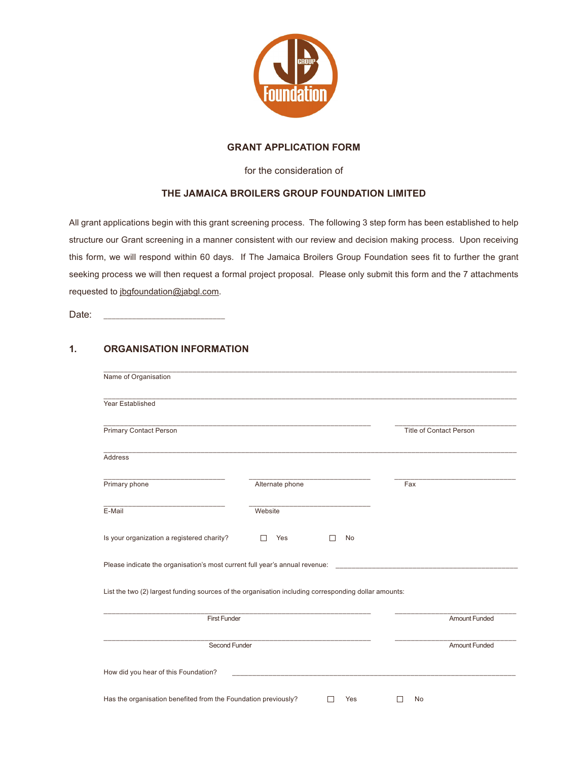# GRANT APPLICATION FORM

for the consideration of

## THE JAMAICA BROILERS GROUP FOUNDATION LIMITED

All grant applications begin with this grant screening process. The following 3 step form has been established to help structure our Grant screening in a manner consistent with our review and decision making process. Upon receiving this form, we will respond within 60 days. If The Jamaica Broilers Group Foundation sees fit to further the grant seeking process we will then request a formal project proposal. Please only submit this form and the 7 attachments requested to jbgfoundation@jabgl.com.

Date: ________________________

## 1. ORGANISATION INFORMATION

________________________________________________
Name of Organisation

________________________________________________
Year Established

________________________________ ________________
Primary Contact Person | Title of Contact Person

________________________________________________
Address

________________ ________________ ________________
Primary phone | Alternate phone | Fax

________________ ________________
E-Mail | Website

Is your organization a registered charity? ☐ Yes ☐ No

Please indicate the organisation's most current full year's annual revenue: ________________________

List the two (2) largest funding sources of the organisation including corresponding dollar amounts:

________________________________ ________________
First Funder | Amount Funded

________________________________ ________________
Second Funder | Amount Funded

How did you hear of this Foundation? ________________________________

Has the organisation benefited from the Foundation previously? ☐ Yes ☐ No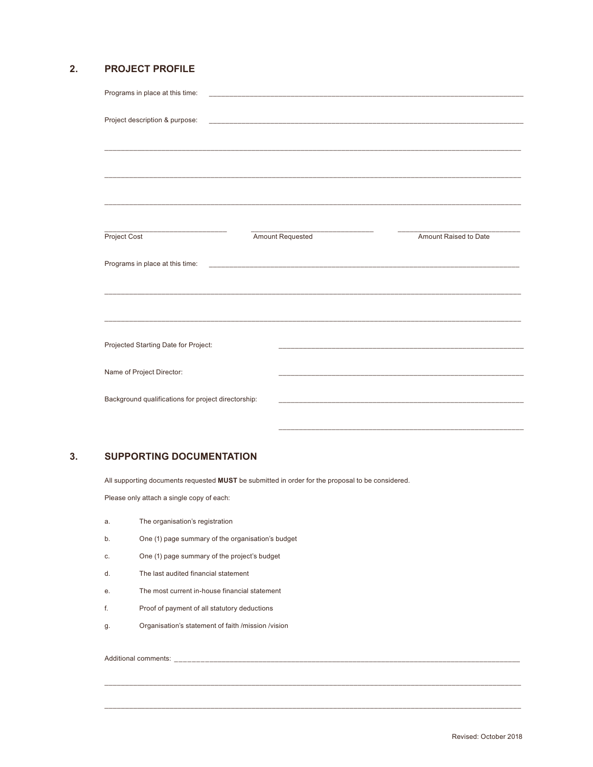## 2. PROJECT PROFILE

Programs in place at this time: ______________________________________________________________________________

Project description & purpose: ______________________________________________________________________________

______________________________________________________________________________________________________

______________________________________________________________________________________________________

______________________________________________________________________________________________________

| ______________________________ | ______________________________ | ______________________________ |
|---|---|---|
| Project Cost | Amount Requested | Amount Raised to Date |

Programs in place at this time: ______________________________________________________________________________

______________________________________________________________________________________________________

______________________________________________________________________________________________________

Projected Starting Date for Project: ____________________________________________________________

Name of Project Director: ____________________________________________________________

Background qualifications for project directorship: ____________________________________________________________

____________________________________________________________

## 3. SUPPORTING DOCUMENTATION

All supporting documents requested **MUST** be submitted in order for the proposal to be considered.

Please only attach a single copy of each:

a. The organisation's registration

b. One (1) page summary of the organisation's budget

c. One (1) page summary of the project's budget

d. The last audited financial statement

e. The most current in-house financial statement

f. Proof of payment of all statutory deductions

g. Organisation's statement of faith /mission /vision

Additional comments: ______________________________________________________________________________________

______________________________________________________________________________________________________

______________________________________________________________________________________________________

Revised: October 2018